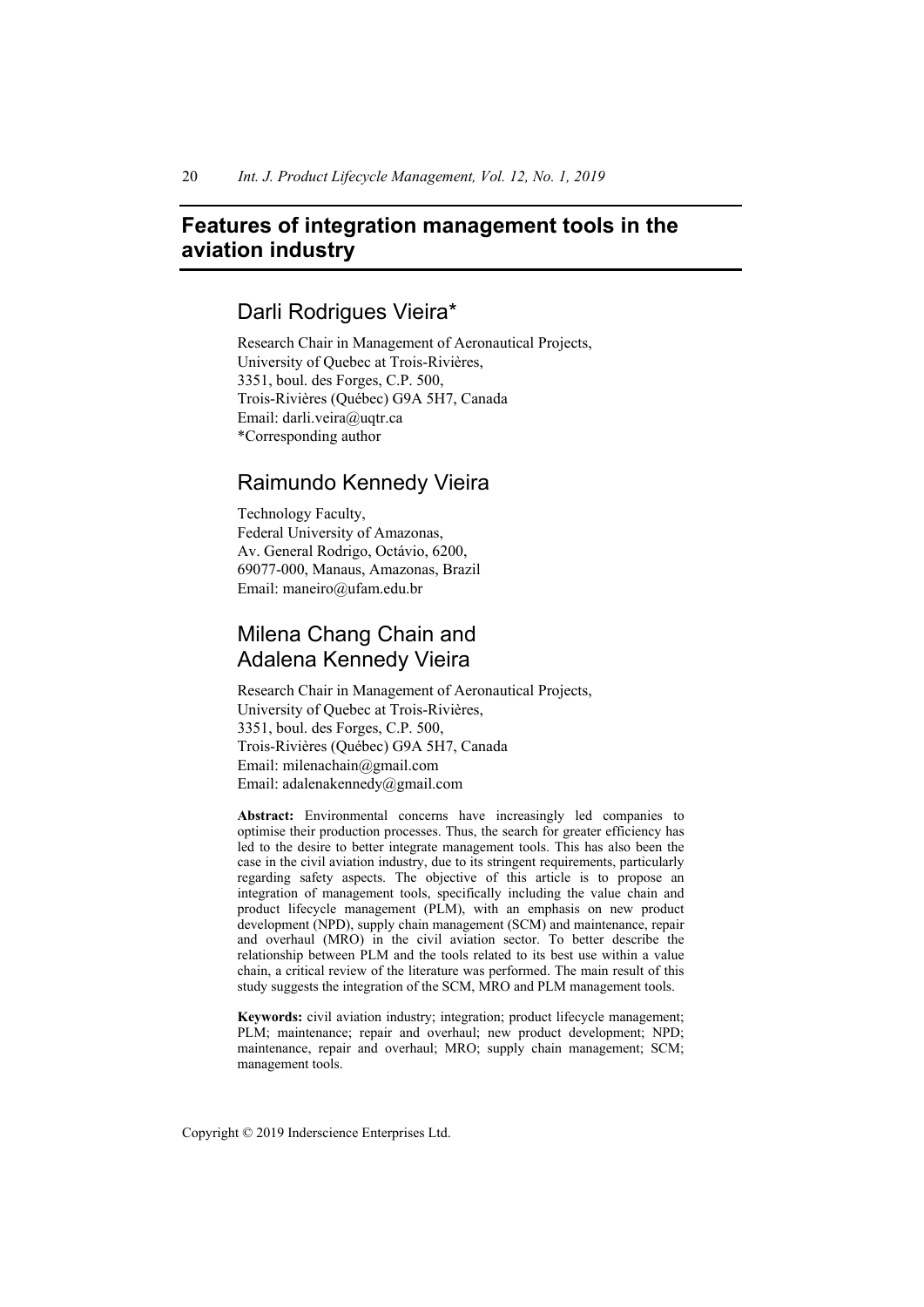# Features of integration management tools in the aviation industry

## Darli Rodrigues Vieira*

Research Chair in Management of Aeronautical Projects,
University of Quebec at Trois-Rivières,
3351, boul. des Forges, C.P. 500,
Trois-Rivières (Québec) G9A 5H7, Canada
Email: darli.veira@uqtr.ca
*Corresponding author

## Raimundo Kennedy Vieira

Technology Faculty,
Federal University of Amazonas,
Av. General Rodrigo, Octávio, 6200,
69077-000, Manaus, Amazonas, Brazil
Email: maneiro@ufam.edu.br

## Milena Chang Chain and Adalena Kennedy Vieira

Research Chair in Management of Aeronautical Projects,
University of Quebec at Trois-Rivières,
3351, boul. des Forges, C.P. 500,
Trois-Rivières (Québec) G9A 5H7, Canada
Email: milenachain@gmail.com
Email: adalenakennedy@gmail.com

**Abstract:** Environmental concerns have increasingly led companies to optimise their production processes. Thus, the search for greater efficiency has led to the desire to better integrate management tools. This has also been the case in the civil aviation industry, due to its stringent requirements, particularly regarding safety aspects. The objective of this article is to propose an integration of management tools, specifically including the value chain and product lifecycle management (PLM), with an emphasis on new product development (NPD), supply chain management (SCM) and maintenance, repair and overhaul (MRO) in the civil aviation sector. To better describe the relationship between PLM and the tools related to its best use within a value chain, a critical review of the literature was performed. The main result of this study suggests the integration of the SCM, MRO and PLM management tools.

**Keywords:** civil aviation industry; integration; product lifecycle management; PLM; maintenance; repair and overhaul; new product development; NPD; maintenance, repair and overhaul; MRO; supply chain management; SCM; management tools.

Copyright © 2019 Inderscience Enterprises Ltd.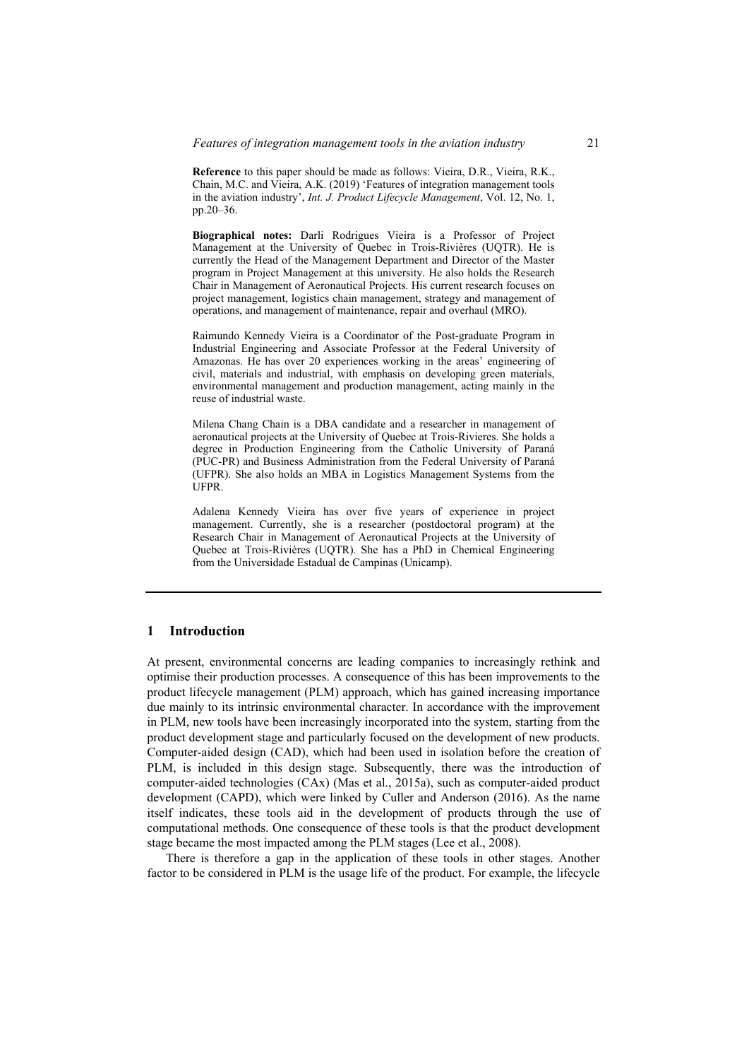**Reference** to this paper should be made as follows: Vieira, D.R., Vieira, R.K., Chain, M.C. and Vieira, A.K. (2019) 'Features of integration management tools in the aviation industry', *Int. J. Product Lifecycle Management*, Vol. 12, No. 1, pp.20–36.

**Biographical notes:** Darli Rodrigues Vieira is a Professor of Project Management at the University of Quebec in Trois-Rivières (UQTR). He is currently the Head of the Management Department and Director of the Master program in Project Management at this university. He also holds the Research Chair in Management of Aeronautical Projects. His current research focuses on project management, logistics chain management, strategy and management of operations, and management of maintenance, repair and overhaul (MRO).

Raimundo Kennedy Vieira is a Coordinator of the Post-graduate Program in Industrial Engineering and Associate Professor at the Federal University of Amazonas. He has over 20 experiences working in the areas' engineering of civil, materials and industrial, with emphasis on developing green materials, environmental management and production management, acting mainly in the reuse of industrial waste.

Milena Chang Chain is a DBA candidate and a researcher in management of aeronautical projects at the University of Quebec at Trois-Rivieres. She holds a degree in Production Engineering from the Catholic University of Paraná (PUC-PR) and Business Administration from the Federal University of Paraná (UFPR). She also holds an MBA in Logistics Management Systems from the UFPR.

Adalena Kennedy Vieira has over five years of experience in project management. Currently, she is a researcher (postdoctoral program) at the Research Chair in Management of Aeronautical Projects at the University of Quebec at Trois-Rivières (UQTR). She has a PhD in Chemical Engineering from the Universidade Estadual de Campinas (Unicamp).

## 1 Introduction

At present, environmental concerns are leading companies to increasingly rethink and optimise their production processes. A consequence of this has been improvements to the product lifecycle management (PLM) approach, which has gained increasing importance due mainly to its intrinsic environmental character. In accordance with the improvement in PLM, new tools have been increasingly incorporated into the system, starting from the product development stage and particularly focused on the development of new products. Computer-aided design (CAD), which had been used in isolation before the creation of PLM, is included in this design stage. Subsequently, there was the introduction of computer-aided technologies (CAx) (Mas et al., 2015a), such as computer-aided product development (CAPD), which were linked by Culler and Anderson (2016). As the name itself indicates, these tools aid in the development of products through the use of computational methods. One consequence of these tools is that the product development stage became the most impacted among the PLM stages (Lee et al., 2008).

There is therefore a gap in the application of these tools in other stages. Another factor to be considered in PLM is the usage life of the product. For example, the lifecycle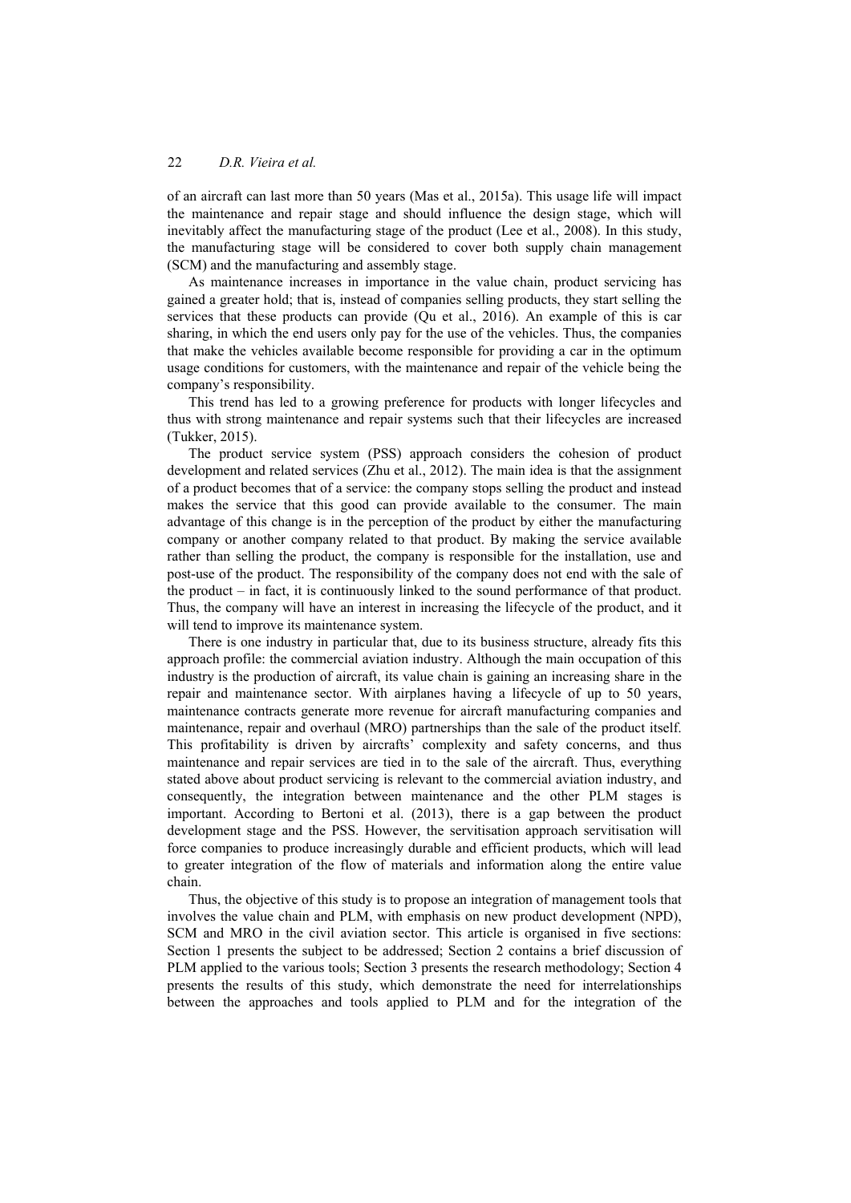of an aircraft can last more than 50 years (Mas et al., 2015a). This usage life will impact the maintenance and repair stage and should influence the design stage, which will inevitably affect the manufacturing stage of the product (Lee et al., 2008). In this study, the manufacturing stage will be considered to cover both supply chain management (SCM) and the manufacturing and assembly stage.

As maintenance increases in importance in the value chain, product servicing has gained a greater hold; that is, instead of companies selling products, they start selling the services that these products can provide (Qu et al., 2016). An example of this is car sharing, in which the end users only pay for the use of the vehicles. Thus, the companies that make the vehicles available become responsible for providing a car in the optimum usage conditions for customers, with the maintenance and repair of the vehicle being the company's responsibility.

This trend has led to a growing preference for products with longer lifecycles and thus with strong maintenance and repair systems such that their lifecycles are increased (Tukker, 2015).

The product service system (PSS) approach considers the cohesion of product development and related services (Zhu et al., 2012). The main idea is that the assignment of a product becomes that of a service: the company stops selling the product and instead makes the service that this good can provide available to the consumer. The main advantage of this change is in the perception of the product by either the manufacturing company or another company related to that product. By making the service available rather than selling the product, the company is responsible for the installation, use and post-use of the product. The responsibility of the company does not end with the sale of the product – in fact, it is continuously linked to the sound performance of that product. Thus, the company will have an interest in increasing the lifecycle of the product, and it will tend to improve its maintenance system.

There is one industry in particular that, due to its business structure, already fits this approach profile: the commercial aviation industry. Although the main occupation of this industry is the production of aircraft, its value chain is gaining an increasing share in the repair and maintenance sector. With airplanes having a lifecycle of up to 50 years, maintenance contracts generate more revenue for aircraft manufacturing companies and maintenance, repair and overhaul (MRO) partnerships than the sale of the product itself. This profitability is driven by aircrafts' complexity and safety concerns, and thus maintenance and repair services are tied in to the sale of the aircraft. Thus, everything stated above about product servicing is relevant to the commercial aviation industry, and consequently, the integration between maintenance and the other PLM stages is important. According to Bertoni et al. (2013), there is a gap between the product development stage and the PSS. However, the servitisation approach servitisation will force companies to produce increasingly durable and efficient products, which will lead to greater integration of the flow of materials and information along the entire value chain.

Thus, the objective of this study is to propose an integration of management tools that involves the value chain and PLM, with emphasis on new product development (NPD), SCM and MRO in the civil aviation sector. This article is organised in five sections: Section 1 presents the subject to be addressed; Section 2 contains a brief discussion of PLM applied to the various tools; Section 3 presents the research methodology; Section 4 presents the results of this study, which demonstrate the need for interrelationships between the approaches and tools applied to PLM and for the integration of the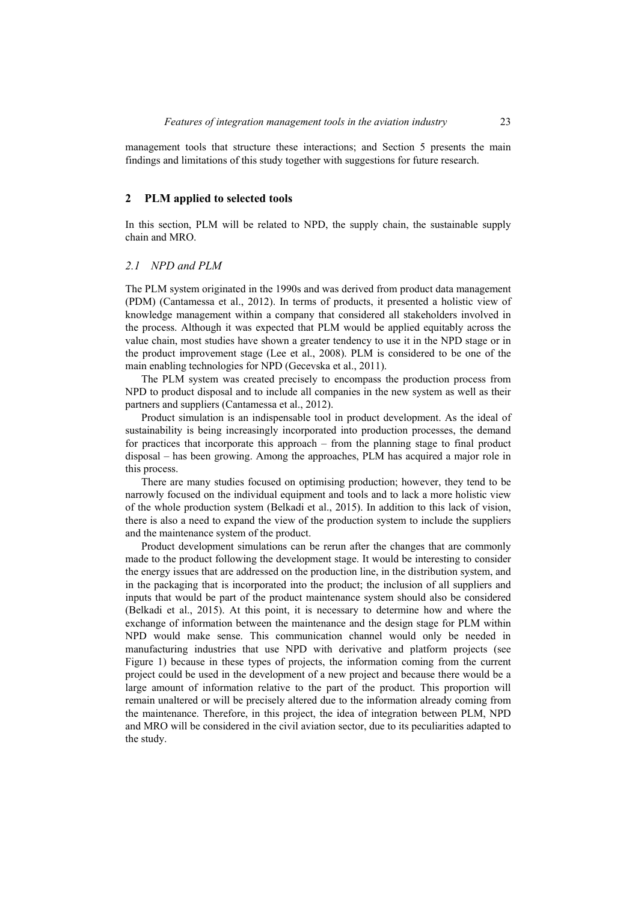management tools that structure these interactions; and Section 5 presents the main findings and limitations of this study together with suggestions for future research.

## 2 PLM applied to selected tools

In this section, PLM will be related to NPD, the supply chain, the sustainable supply chain and MRO.

### *2.1 NPD and PLM*

The PLM system originated in the 1990s and was derived from product data management (PDM) (Cantamessa et al., 2012). In terms of products, it presented a holistic view of knowledge management within a company that considered all stakeholders involved in the process. Although it was expected that PLM would be applied equitably across the value chain, most studies have shown a greater tendency to use it in the NPD stage or in the product improvement stage (Lee et al., 2008). PLM is considered to be one of the main enabling technologies for NPD (Gecevska et al., 2011).

The PLM system was created precisely to encompass the production process from NPD to product disposal and to include all companies in the new system as well as their partners and suppliers (Cantamessa et al., 2012).

Product simulation is an indispensable tool in product development. As the ideal of sustainability is being increasingly incorporated into production processes, the demand for practices that incorporate this approach – from the planning stage to final product disposal – has been growing. Among the approaches, PLM has acquired a major role in this process.

There are many studies focused on optimising production; however, they tend to be narrowly focused on the individual equipment and tools and to lack a more holistic view of the whole production system (Belkadi et al., 2015). In addition to this lack of vision, there is also a need to expand the view of the production system to include the suppliers and the maintenance system of the product.

Product development simulations can be rerun after the changes that are commonly made to the product following the development stage. It would be interesting to consider the energy issues that are addressed on the production line, in the distribution system, and in the packaging that is incorporated into the product; the inclusion of all suppliers and inputs that would be part of the product maintenance system should also be considered (Belkadi et al., 2015). At this point, it is necessary to determine how and where the exchange of information between the maintenance and the design stage for PLM within NPD would make sense. This communication channel would only be needed in manufacturing industries that use NPD with derivative and platform projects (see Figure 1) because in these types of projects, the information coming from the current project could be used in the development of a new project and because there would be a large amount of information relative to the part of the product. This proportion will remain unaltered or will be precisely altered due to the information already coming from the maintenance. Therefore, in this project, the idea of integration between PLM, NPD and MRO will be considered in the civil aviation sector, due to its peculiarities adapted to the study.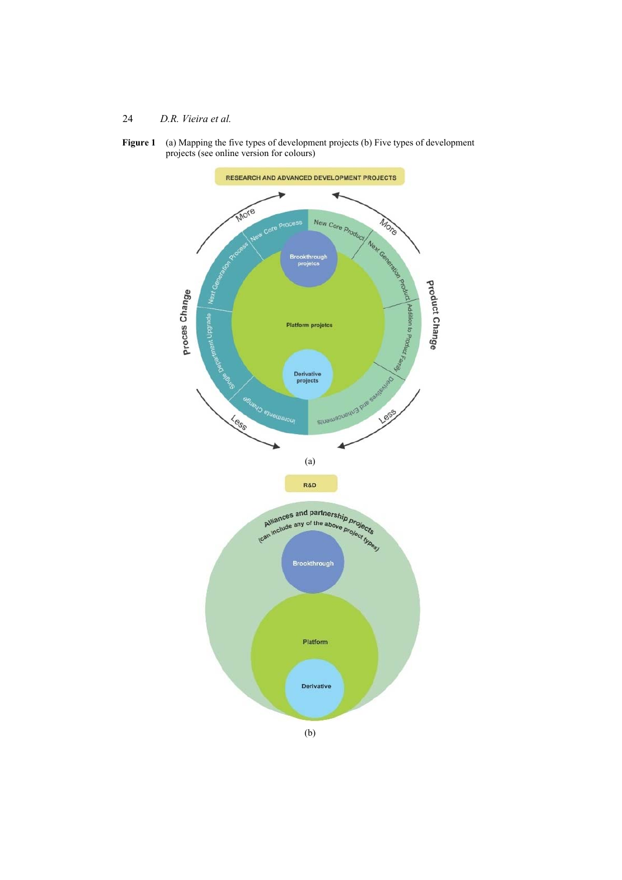**Figure 1** (a) Mapping the five types of development projects (b) Five types of development projects (see online version for colours)

RESEARCH AND ADVANCED DEVELOPMENT PROJECTS

More

More

Proces Change

Product Change

New Core Process

Next Generation Process

Single Department Upgrade

Incremental Change

New Core Product

Next Generation Product

Addition to Product Family

Derivatives and Enhancements

Brookthrough projetcs

Platform projetcs

Derivative projects

Less

Less

(a)

R&D

Alliances and partnership projects (can include any of the above project types)

Brookthrough

Platform

Derivative

(b)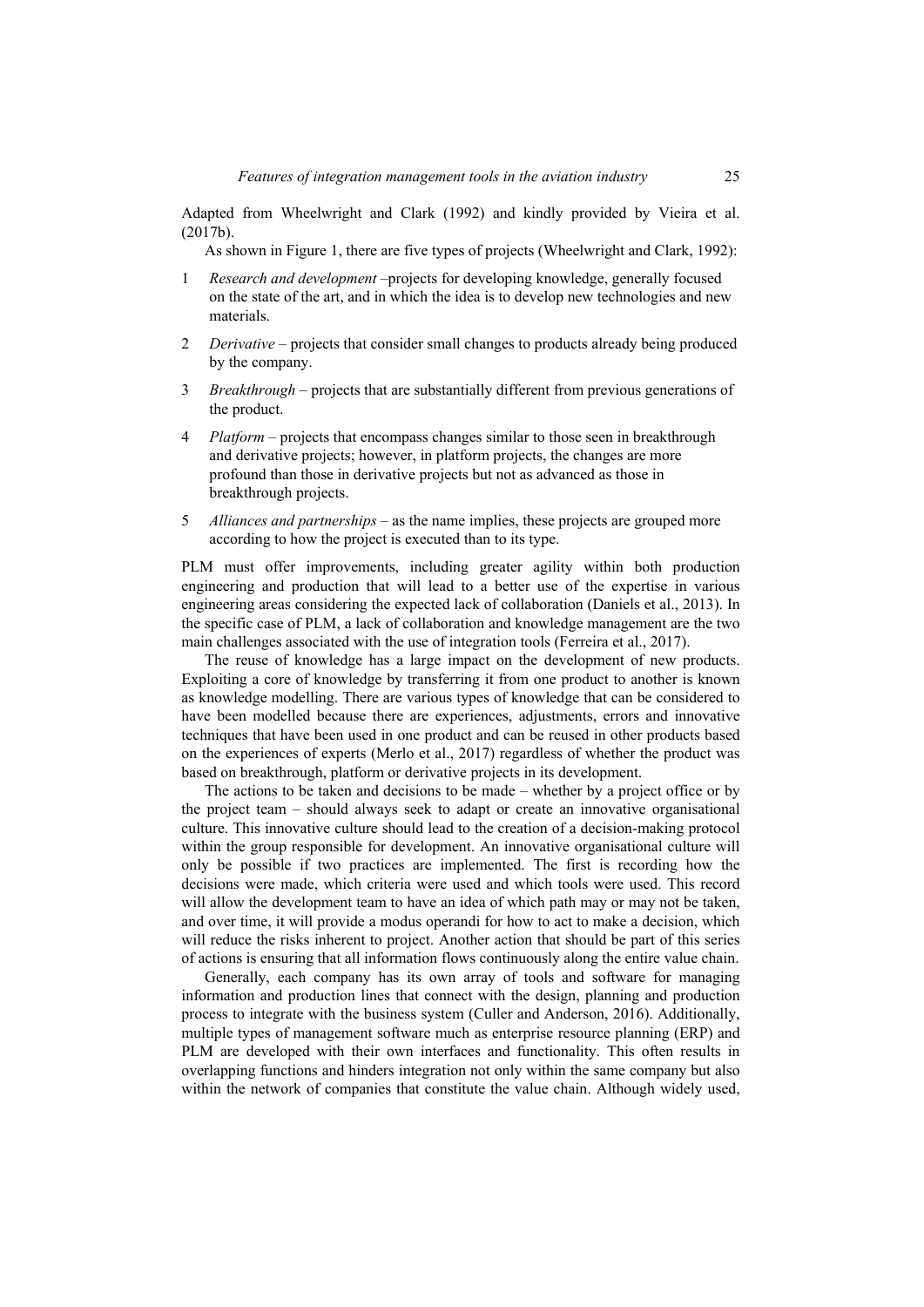Adapted from Wheelwright and Clark (1992) and kindly provided by Vieira et al. (2017b).

As shown in Figure 1, there are five types of projects (Wheelwright and Clark, 1992):

1. *Research and development* –projects for developing knowledge, generally focused on the state of the art, and in which the idea is to develop new technologies and new materials.
2. *Derivative* – projects that consider small changes to products already being produced by the company.
3. *Breakthrough* – projects that are substantially different from previous generations of the product.
4. *Platform* – projects that encompass changes similar to those seen in breakthrough and derivative projects; however, in platform projects, the changes are more profound than those in derivative projects but not as advanced as those in breakthrough projects.
5. *Alliances and partnerships* – as the name implies, these projects are grouped more according to how the project is executed than to its type.

PLM must offer improvements, including greater agility within both production engineering and production that will lead to a better use of the expertise in various engineering areas considering the expected lack of collaboration (Daniels et al., 2013). In the specific case of PLM, a lack of collaboration and knowledge management are the two main challenges associated with the use of integration tools (Ferreira et al., 2017).

The reuse of knowledge has a large impact on the development of new products. Exploiting a core of knowledge by transferring it from one product to another is known as knowledge modelling. There are various types of knowledge that can be considered to have been modelled because there are experiences, adjustments, errors and innovative techniques that have been used in one product and can be reused in other products based on the experiences of experts (Merlo et al., 2017) regardless of whether the product was based on breakthrough, platform or derivative projects in its development.

The actions to be taken and decisions to be made – whether by a project office or by the project team – should always seek to adapt or create an innovative organisational culture. This innovative culture should lead to the creation of a decision-making protocol within the group responsible for development. An innovative organisational culture will only be possible if two practices are implemented. The first is recording how the decisions were made, which criteria were used and which tools were used. This record will allow the development team to have an idea of which path may or may not be taken, and over time, it will provide a modus operandi for how to act to make a decision, which will reduce the risks inherent to project. Another action that should be part of this series of actions is ensuring that all information flows continuously along the entire value chain.

Generally, each company has its own array of tools and software for managing information and production lines that connect with the design, planning and production process to integrate with the business system (Culler and Anderson, 2016). Additionally, multiple types of management software much as enterprise resource planning (ERP) and PLM are developed with their own interfaces and functionality. This often results in overlapping functions and hinders integration not only within the same company but also within the network of companies that constitute the value chain. Although widely used,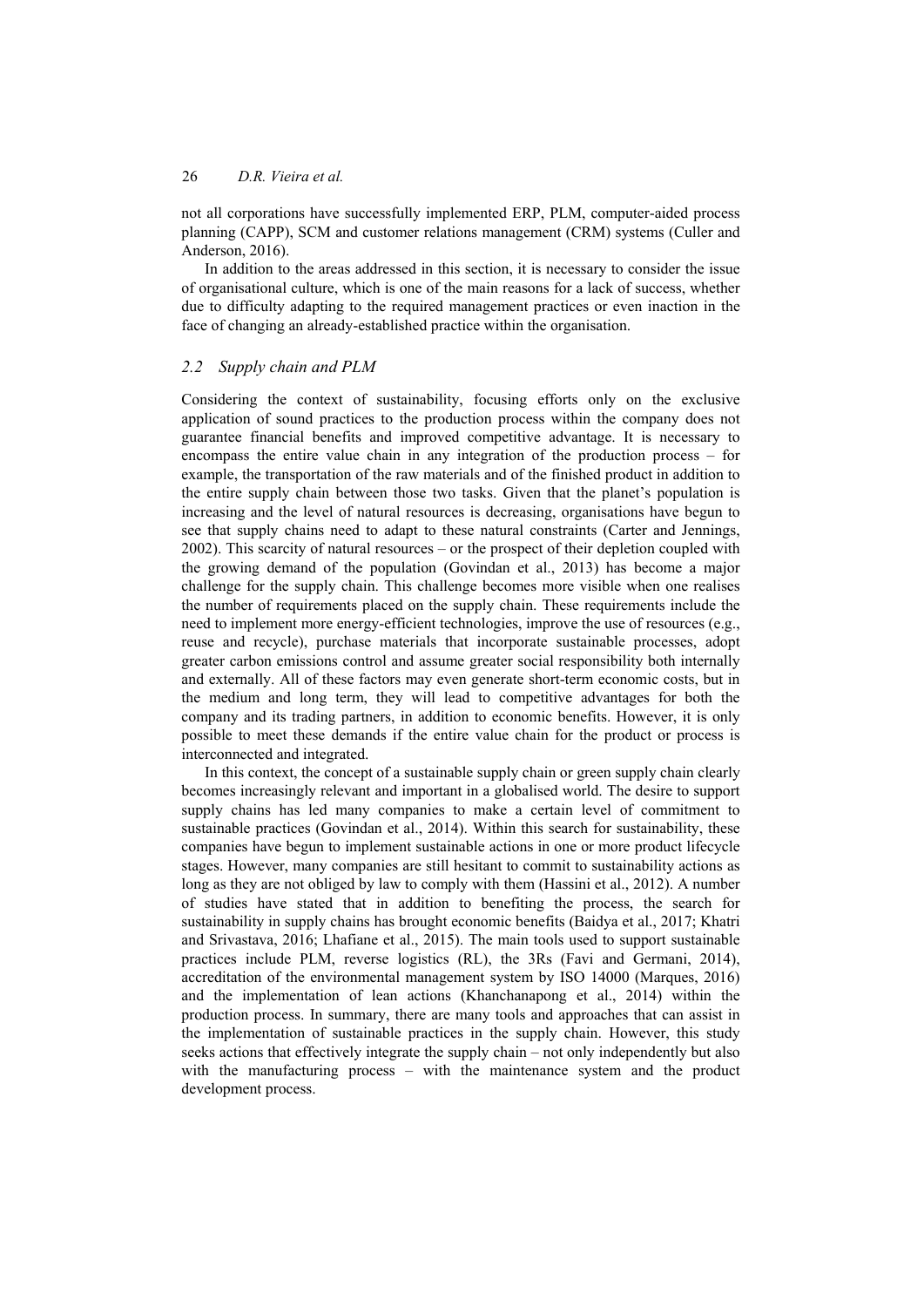not all corporations have successfully implemented ERP, PLM, computer-aided process planning (CAPP), SCM and customer relations management (CRM) systems (Culler and Anderson, 2016).

In addition to the areas addressed in this section, it is necessary to consider the issue of organisational culture, which is one of the main reasons for a lack of success, whether due to difficulty adapting to the required management practices or even inaction in the face of changing an already-established practice within the organisation.

### *2.2 Supply chain and PLM*

Considering the context of sustainability, focusing efforts only on the exclusive application of sound practices to the production process within the company does not guarantee financial benefits and improved competitive advantage. It is necessary to encompass the entire value chain in any integration of the production process – for example, the transportation of the raw materials and of the finished product in addition to the entire supply chain between those two tasks. Given that the planet's population is increasing and the level of natural resources is decreasing, organisations have begun to see that supply chains need to adapt to these natural constraints (Carter and Jennings, 2002). This scarcity of natural resources – or the prospect of their depletion coupled with the growing demand of the population (Govindan et al., 2013) has become a major challenge for the supply chain. This challenge becomes more visible when one realises the number of requirements placed on the supply chain. These requirements include the need to implement more energy-efficient technologies, improve the use of resources (e.g., reuse and recycle), purchase materials that incorporate sustainable processes, adopt greater carbon emissions control and assume greater social responsibility both internally and externally. All of these factors may even generate short-term economic costs, but in the medium and long term, they will lead to competitive advantages for both the company and its trading partners, in addition to economic benefits. However, it is only possible to meet these demands if the entire value chain for the product or process is interconnected and integrated.

In this context, the concept of a sustainable supply chain or green supply chain clearly becomes increasingly relevant and important in a globalised world. The desire to support supply chains has led many companies to make a certain level of commitment to sustainable practices (Govindan et al., 2014). Within this search for sustainability, these companies have begun to implement sustainable actions in one or more product lifecycle stages. However, many companies are still hesitant to commit to sustainability actions as long as they are not obliged by law to comply with them (Hassini et al., 2012). A number of studies have stated that in addition to benefiting the process, the search for sustainability in supply chains has brought economic benefits (Baidya et al., 2017; Khatri and Srivastava, 2016; Lhafiane et al., 2015). The main tools used to support sustainable practices include PLM, reverse logistics (RL), the 3Rs (Favi and Germani, 2014), accreditation of the environmental management system by ISO 14000 (Marques, 2016) and the implementation of lean actions (Khanchanapong et al., 2014) within the production process. In summary, there are many tools and approaches that can assist in the implementation of sustainable practices in the supply chain. However, this study seeks actions that effectively integrate the supply chain – not only independently but also with the manufacturing process – with the maintenance system and the product development process.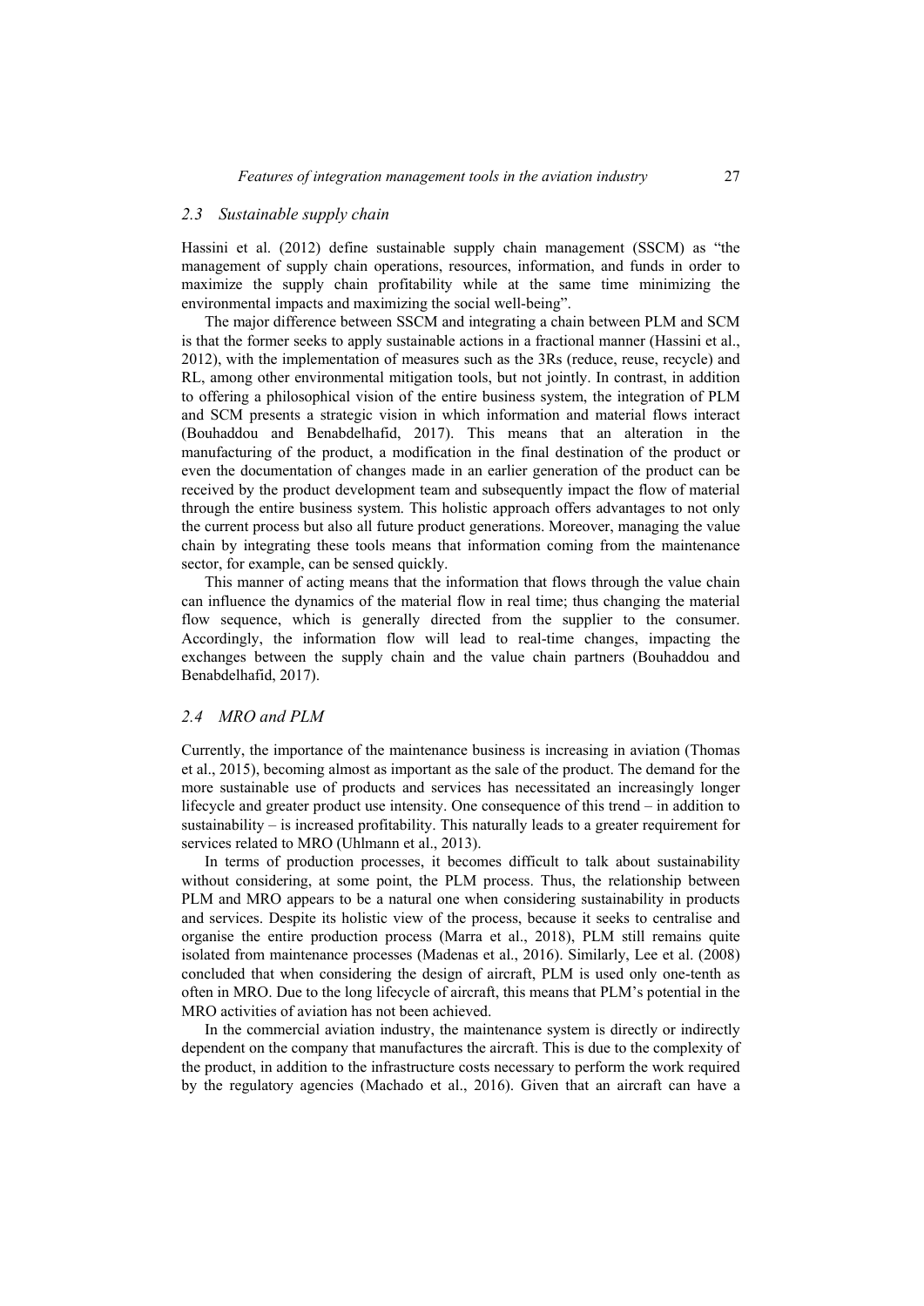### *2.3 Sustainable supply chain*

Hassini et al. (2012) define sustainable supply chain management (SSCM) as "the management of supply chain operations, resources, information, and funds in order to maximize the supply chain profitability while at the same time minimizing the environmental impacts and maximizing the social well-being".

The major difference between SSCM and integrating a chain between PLM and SCM is that the former seeks to apply sustainable actions in a fractional manner (Hassini et al., 2012), with the implementation of measures such as the 3Rs (reduce, reuse, recycle) and RL, among other environmental mitigation tools, but not jointly. In contrast, in addition to offering a philosophical vision of the entire business system, the integration of PLM and SCM presents a strategic vision in which information and material flows interact (Bouhaddou and Benabdelhafid, 2017). This means that an alteration in the manufacturing of the product, a modification in the final destination of the product or even the documentation of changes made in an earlier generation of the product can be received by the product development team and subsequently impact the flow of material through the entire business system. This holistic approach offers advantages to not only the current process but also all future product generations. Moreover, managing the value chain by integrating these tools means that information coming from the maintenance sector, for example, can be sensed quickly.

This manner of acting means that the information that flows through the value chain can influence the dynamics of the material flow in real time; thus changing the material flow sequence, which is generally directed from the supplier to the consumer. Accordingly, the information flow will lead to real-time changes, impacting the exchanges between the supply chain and the value chain partners (Bouhaddou and Benabdelhafid, 2017).

### *2.4 MRO and PLM*

Currently, the importance of the maintenance business is increasing in aviation (Thomas et al., 2015), becoming almost as important as the sale of the product. The demand for the more sustainable use of products and services has necessitated an increasingly longer lifecycle and greater product use intensity. One consequence of this trend – in addition to sustainability – is increased profitability. This naturally leads to a greater requirement for services related to MRO (Uhlmann et al., 2013).

In terms of production processes, it becomes difficult to talk about sustainability without considering, at some point, the PLM process. Thus, the relationship between PLM and MRO appears to be a natural one when considering sustainability in products and services. Despite its holistic view of the process, because it seeks to centralise and organise the entire production process (Marra et al., 2018), PLM still remains quite isolated from maintenance processes (Madenas et al., 2016). Similarly, Lee et al. (2008) concluded that when considering the design of aircraft, PLM is used only one-tenth as often in MRO. Due to the long lifecycle of aircraft, this means that PLM's potential in the MRO activities of aviation has not been achieved.

In the commercial aviation industry, the maintenance system is directly or indirectly dependent on the company that manufactures the aircraft. This is due to the complexity of the product, in addition to the infrastructure costs necessary to perform the work required by the regulatory agencies (Machado et al., 2016). Given that an aircraft can have a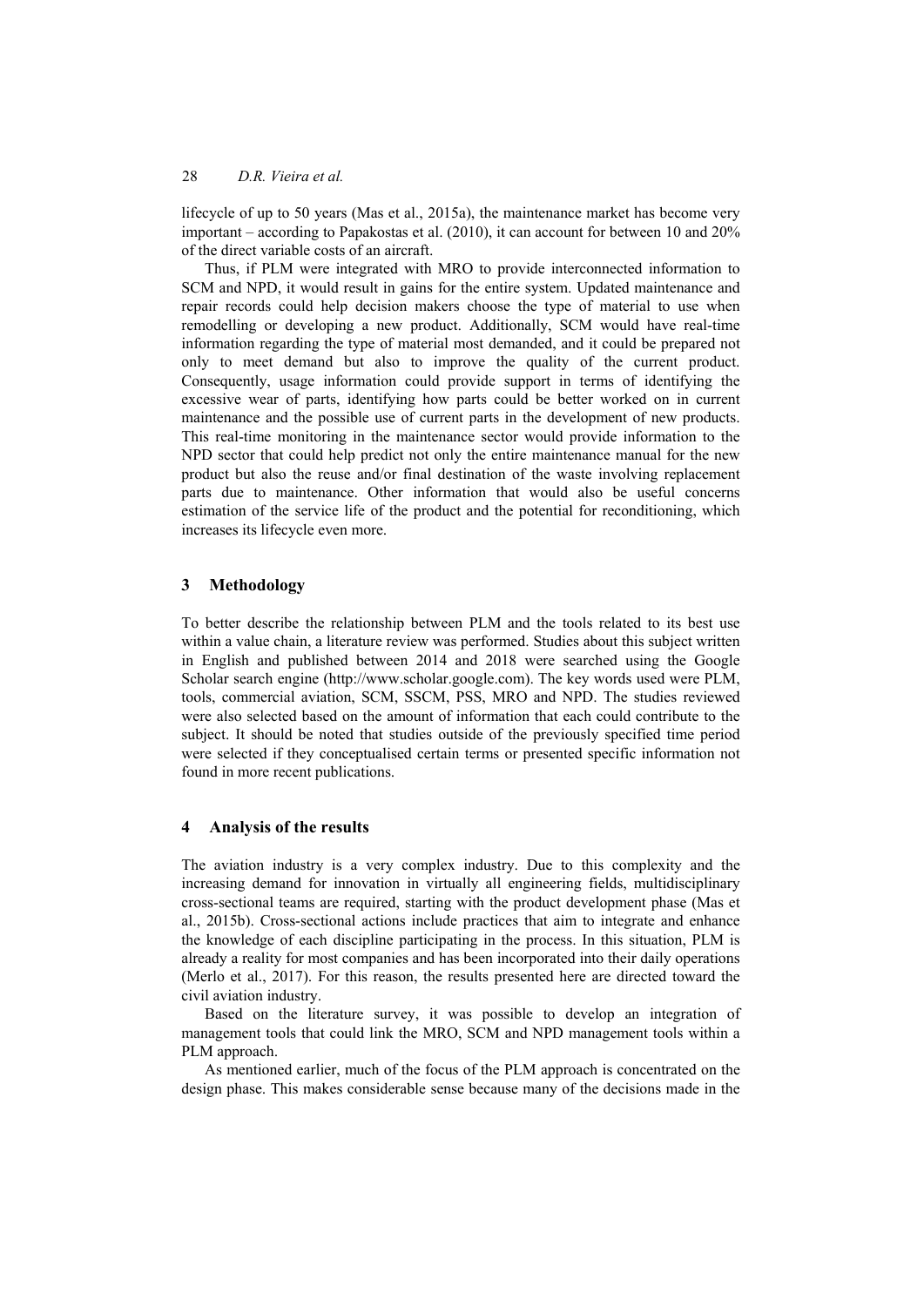lifecycle of up to 50 years (Mas et al., 2015a), the maintenance market has become very important – according to Papakostas et al. (2010), it can account for between 10 and 20% of the direct variable costs of an aircraft.

Thus, if PLM were integrated with MRO to provide interconnected information to SCM and NPD, it would result in gains for the entire system. Updated maintenance and repair records could help decision makers choose the type of material to use when remodelling or developing a new product. Additionally, SCM would have real-time information regarding the type of material most demanded, and it could be prepared not only to meet demand but also to improve the quality of the current product. Consequently, usage information could provide support in terms of identifying the excessive wear of parts, identifying how parts could be better worked on in current maintenance and the possible use of current parts in the development of new products. This real-time monitoring in the maintenance sector would provide information to the NPD sector that could help predict not only the entire maintenance manual for the new product but also the reuse and/or final destination of the waste involving replacement parts due to maintenance. Other information that would also be useful concerns estimation of the service life of the product and the potential for reconditioning, which increases its lifecycle even more.

## 3 Methodology

To better describe the relationship between PLM and the tools related to its best use within a value chain, a literature review was performed. Studies about this subject written in English and published between 2014 and 2018 were searched using the Google Scholar search engine (http://www.scholar.google.com). The key words used were PLM, tools, commercial aviation, SCM, SSCM, PSS, MRO and NPD. The studies reviewed were also selected based on the amount of information that each could contribute to the subject. It should be noted that studies outside of the previously specified time period were selected if they conceptualised certain terms or presented specific information not found in more recent publications.

## 4 Analysis of the results

The aviation industry is a very complex industry. Due to this complexity and the increasing demand for innovation in virtually all engineering fields, multidisciplinary cross-sectional teams are required, starting with the product development phase (Mas et al., 2015b). Cross-sectional actions include practices that aim to integrate and enhance the knowledge of each discipline participating in the process. In this situation, PLM is already a reality for most companies and has been incorporated into their daily operations (Merlo et al., 2017). For this reason, the results presented here are directed toward the civil aviation industry.

Based on the literature survey, it was possible to develop an integration of management tools that could link the MRO, SCM and NPD management tools within a PLM approach.

As mentioned earlier, much of the focus of the PLM approach is concentrated on the design phase. This makes considerable sense because many of the decisions made in the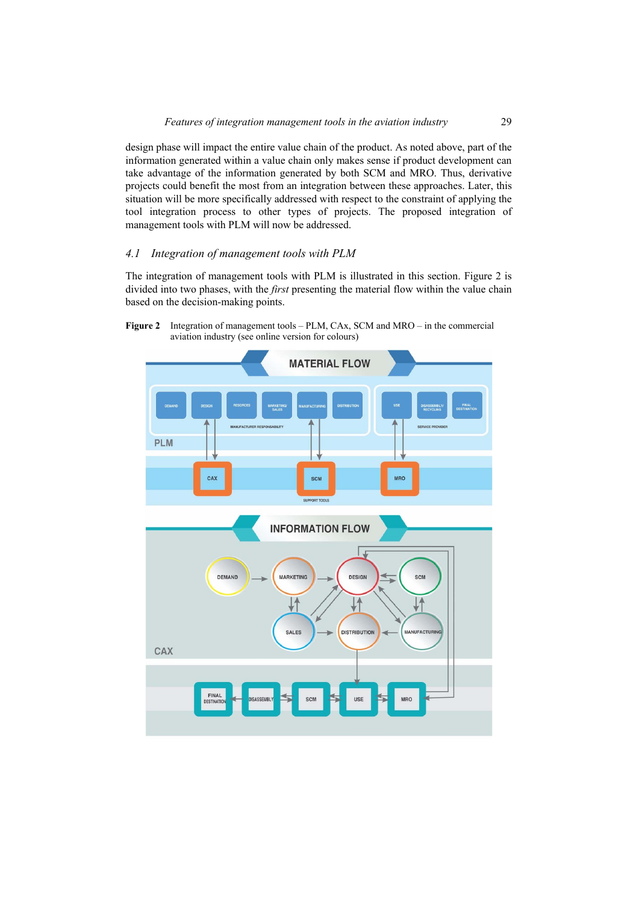design phase will impact the entire value chain of the product. As noted above, part of the information generated within a value chain only makes sense if product development can take advantage of the information generated by both SCM and MRO. Thus, derivative projects could benefit the most from an integration between these approaches. Later, this situation will be more specifically addressed with respect to the constraint of applying the tool integration process to other types of projects. The proposed integration of management tools with PLM will now be addressed.

### 4.1 Integration of management tools with PLM

The integration of management tools with PLM is illustrated in this section. Figure 2 is divided into two phases, with the *first* presenting the material flow within the value chain based on the decision-making points.

**Figure 2** Integration of management tools – PLM, CAx, SCM and MRO – in the commercial aviation industry (see online version for colours)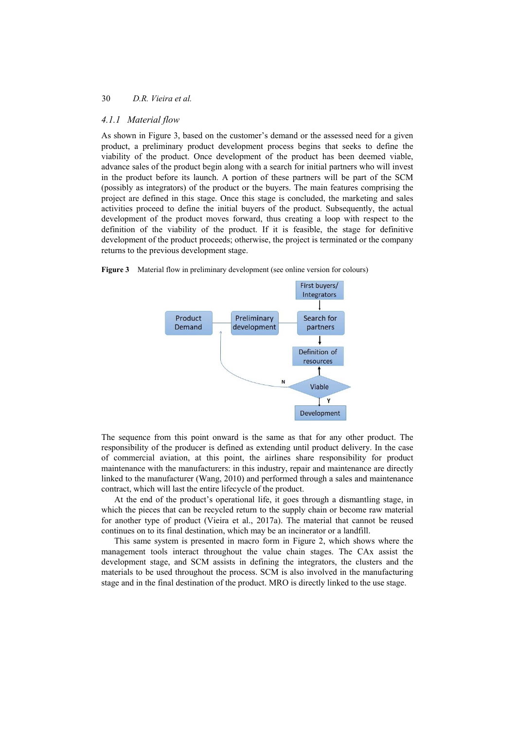### 4.1.1 Material flow

As shown in Figure 3, based on the customer's demand or the assessed need for a given product, a preliminary product development process begins that seeks to define the viability of the product. Once development of the product has been deemed viable, advance sales of the product begin along with a search for initial partners who will invest in the product before its launch. A portion of these partners will be part of the SCM (possibly as integrators) of the product or the buyers. The main features comprising the project are defined in this stage. Once this stage is concluded, the marketing and sales activities proceed to define the initial buyers of the product. Subsequently, the actual development of the product moves forward, thus creating a loop with respect to the definition of the viability of the product. If it is feasible, the stage for definitive development of the product proceeds; otherwise, the project is terminated or the company returns to the previous development stage.

**Figure 3** Material flow in preliminary development (see online version for colours)

The sequence from this point onward is the same as that for any other product. The responsibility of the producer is defined as extending until product delivery. In the case of commercial aviation, at this point, the airlines share responsibility for product maintenance with the manufacturers: in this industry, repair and maintenance are directly linked to the manufacturer (Wang, 2010) and performed through a sales and maintenance contract, which will last the entire lifecycle of the product.

At the end of the product's operational life, it goes through a dismantling stage, in which the pieces that can be recycled return to the supply chain or become raw material for another type of product (Vieira et al., 2017a). The material that cannot be reused continues on to its final destination, which may be an incinerator or a landfill.

This same system is presented in macro form in Figure 2, which shows where the management tools interact throughout the value chain stages. The CAx assist the development stage, and SCM assists in defining the integrators, the clusters and the materials to be used throughout the process. SCM is also involved in the manufacturing stage and in the final destination of the product. MRO is directly linked to the use stage.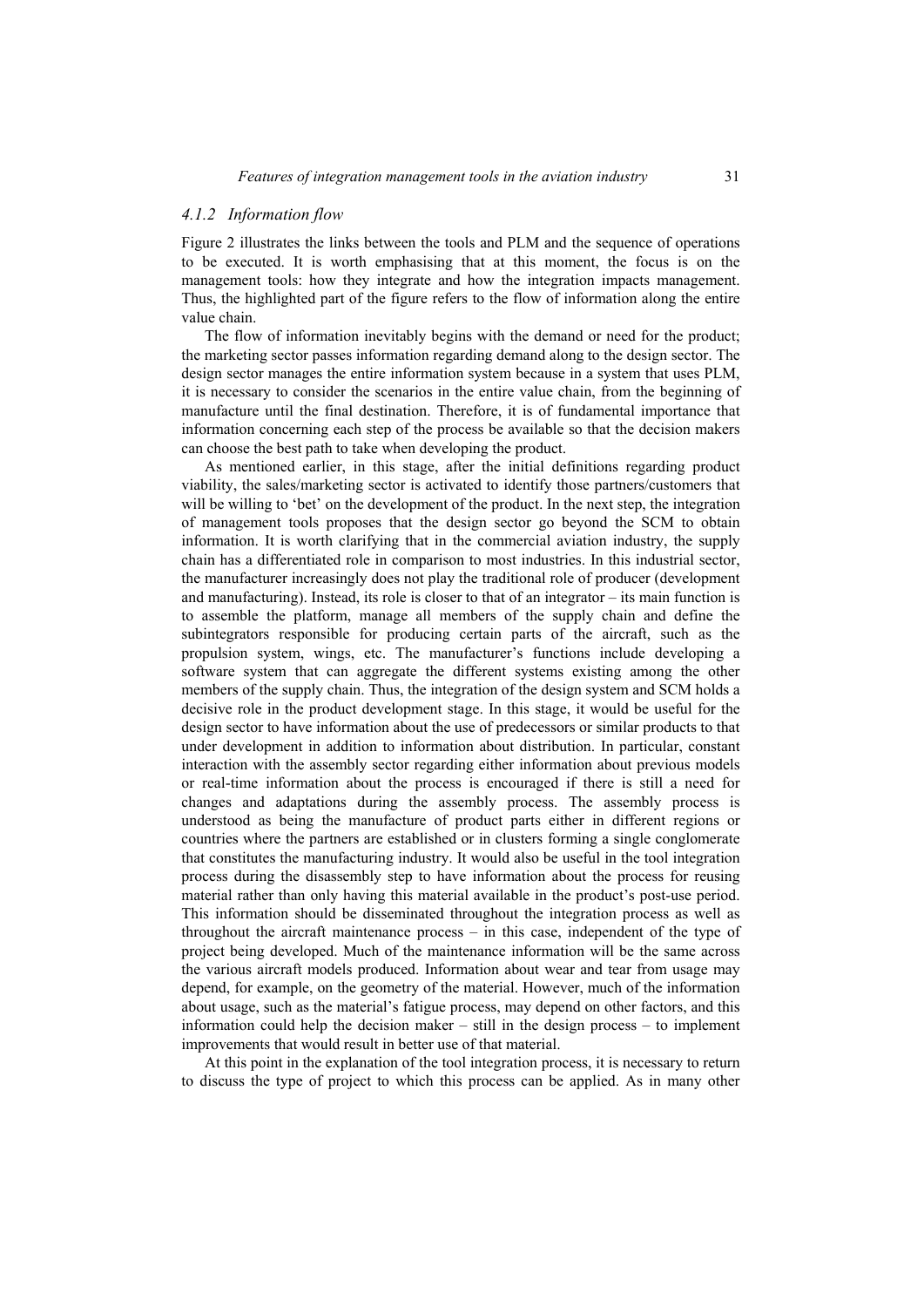### *4.1.2 Information flow*

Figure 2 illustrates the links between the tools and PLM and the sequence of operations to be executed. It is worth emphasising that at this moment, the focus is on the management tools: how they integrate and how the integration impacts management. Thus, the highlighted part of the figure refers to the flow of information along the entire value chain.

The flow of information inevitably begins with the demand or need for the product; the marketing sector passes information regarding demand along to the design sector. The design sector manages the entire information system because in a system that uses PLM, it is necessary to consider the scenarios in the entire value chain, from the beginning of manufacture until the final destination. Therefore, it is of fundamental importance that information concerning each step of the process be available so that the decision makers can choose the best path to take when developing the product.

As mentioned earlier, in this stage, after the initial definitions regarding product viability, the sales/marketing sector is activated to identify those partners/customers that will be willing to 'bet' on the development of the product. In the next step, the integration of management tools proposes that the design sector go beyond the SCM to obtain information. It is worth clarifying that in the commercial aviation industry, the supply chain has a differentiated role in comparison to most industries. In this industrial sector, the manufacturer increasingly does not play the traditional role of producer (development and manufacturing). Instead, its role is closer to that of an integrator – its main function is to assemble the platform, manage all members of the supply chain and define the subintegrators responsible for producing certain parts of the aircraft, such as the propulsion system, wings, etc. The manufacturer's functions include developing a software system that can aggregate the different systems existing among the other members of the supply chain. Thus, the integration of the design system and SCM holds a decisive role in the product development stage. In this stage, it would be useful for the design sector to have information about the use of predecessors or similar products to that under development in addition to information about distribution. In particular, constant interaction with the assembly sector regarding either information about previous models or real-time information about the process is encouraged if there is still a need for changes and adaptations during the assembly process. The assembly process is understood as being the manufacture of product parts either in different regions or countries where the partners are established or in clusters forming a single conglomerate that constitutes the manufacturing industry. It would also be useful in the tool integration process during the disassembly step to have information about the process for reusing material rather than only having this material available in the product's post-use period. This information should be disseminated throughout the integration process as well as throughout the aircraft maintenance process – in this case, independent of the type of project being developed. Much of the maintenance information will be the same across the various aircraft models produced. Information about wear and tear from usage may depend, for example, on the geometry of the material. However, much of the information about usage, such as the material's fatigue process, may depend on other factors, and this information could help the decision maker – still in the design process – to implement improvements that would result in better use of that material.

At this point in the explanation of the tool integration process, it is necessary to return to discuss the type of project to which this process can be applied. As in many other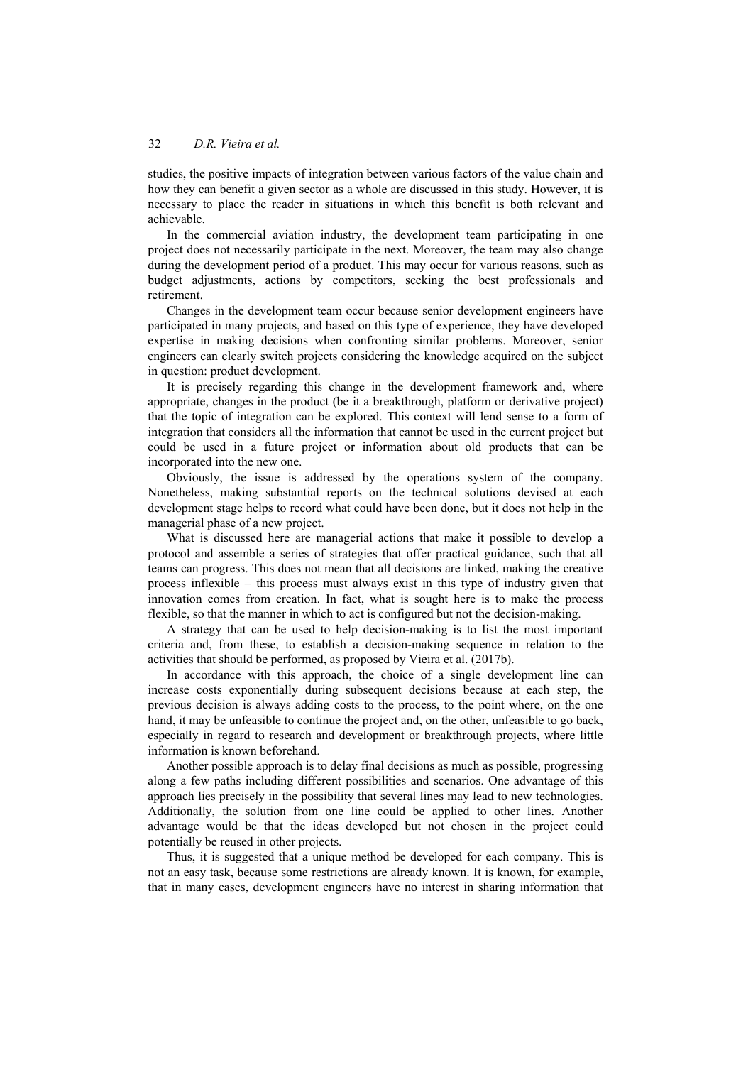studies, the positive impacts of integration between various factors of the value chain and how they can benefit a given sector as a whole are discussed in this study. However, it is necessary to place the reader in situations in which this benefit is both relevant and achievable.

In the commercial aviation industry, the development team participating in one project does not necessarily participate in the next. Moreover, the team may also change during the development period of a product. This may occur for various reasons, such as budget adjustments, actions by competitors, seeking the best professionals and retirement.

Changes in the development team occur because senior development engineers have participated in many projects, and based on this type of experience, they have developed expertise in making decisions when confronting similar problems. Moreover, senior engineers can clearly switch projects considering the knowledge acquired on the subject in question: product development.

It is precisely regarding this change in the development framework and, where appropriate, changes in the product (be it a breakthrough, platform or derivative project) that the topic of integration can be explored. This context will lend sense to a form of integration that considers all the information that cannot be used in the current project but could be used in a future project or information about old products that can be incorporated into the new one.

Obviously, the issue is addressed by the operations system of the company. Nonetheless, making substantial reports on the technical solutions devised at each development stage helps to record what could have been done, but it does not help in the managerial phase of a new project.

What is discussed here are managerial actions that make it possible to develop a protocol and assemble a series of strategies that offer practical guidance, such that all teams can progress. This does not mean that all decisions are linked, making the creative process inflexible – this process must always exist in this type of industry given that innovation comes from creation. In fact, what is sought here is to make the process flexible, so that the manner in which to act is configured but not the decision-making.

A strategy that can be used to help decision-making is to list the most important criteria and, from these, to establish a decision-making sequence in relation to the activities that should be performed, as proposed by Vieira et al. (2017b).

In accordance with this approach, the choice of a single development line can increase costs exponentially during subsequent decisions because at each step, the previous decision is always adding costs to the process, to the point where, on the one hand, it may be unfeasible to continue the project and, on the other, unfeasible to go back, especially in regard to research and development or breakthrough projects, where little information is known beforehand.

Another possible approach is to delay final decisions as much as possible, progressing along a few paths including different possibilities and scenarios. One advantage of this approach lies precisely in the possibility that several lines may lead to new technologies. Additionally, the solution from one line could be applied to other lines. Another advantage would be that the ideas developed but not chosen in the project could potentially be reused in other projects.

Thus, it is suggested that a unique method be developed for each company. This is not an easy task, because some restrictions are already known. It is known, for example, that in many cases, development engineers have no interest in sharing information that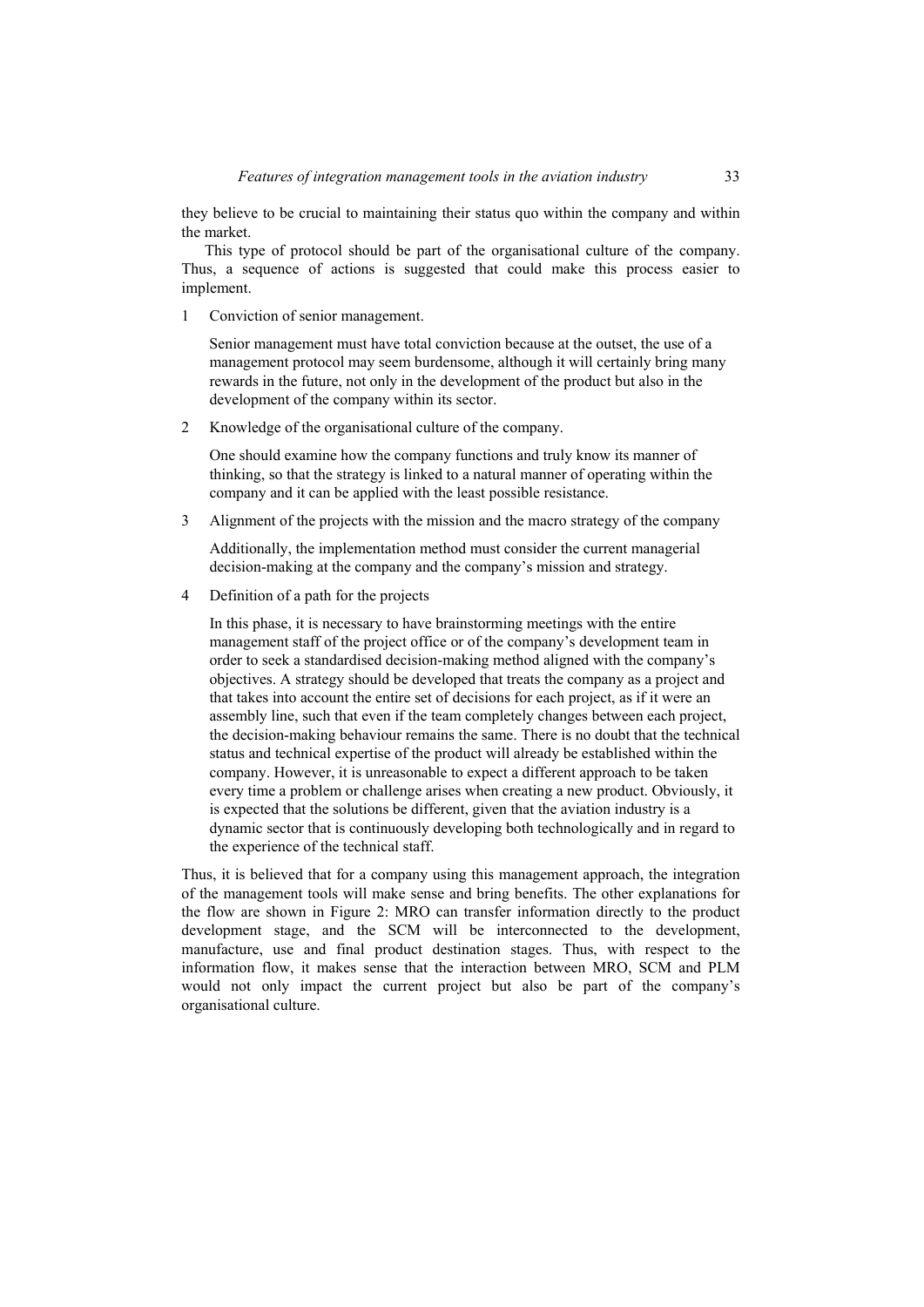they believe to be crucial to maintaining their status quo within the company and within the market.

This type of protocol should be part of the organisational culture of the company. Thus, a sequence of actions is suggested that could make this process easier to implement.

1. Conviction of senior management.

   Senior management must have total conviction because at the outset, the use of a management protocol may seem burdensome, although it will certainly bring many rewards in the future, not only in the development of the product but also in the development of the company within its sector.

2. Knowledge of the organisational culture of the company.

   One should examine how the company functions and truly know its manner of thinking, so that the strategy is linked to a natural manner of operating within the company and it can be applied with the least possible resistance.

3. Alignment of the projects with the mission and the macro strategy of the company

   Additionally, the implementation method must consider the current managerial decision-making at the company and the company's mission and strategy.

4. Definition of a path for the projects

   In this phase, it is necessary to have brainstorming meetings with the entire management staff of the project office or of the company's development team in order to seek a standardised decision-making method aligned with the company's objectives. A strategy should be developed that treats the company as a project and that takes into account the entire set of decisions for each project, as if it were an assembly line, such that even if the team completely changes between each project, the decision-making behaviour remains the same. There is no doubt that the technical status and technical expertise of the product will already be established within the company. However, it is unreasonable to expect a different approach to be taken every time a problem or challenge arises when creating a new product. Obviously, it is expected that the solutions be different, given that the aviation industry is a dynamic sector that is continuously developing both technologically and in regard to the experience of the technical staff.

Thus, it is believed that for a company using this management approach, the integration of the management tools will make sense and bring benefits. The other explanations for the flow are shown in Figure 2: MRO can transfer information directly to the product development stage, and the SCM will be interconnected to the development, manufacture, use and final product destination stages. Thus, with respect to the information flow, it makes sense that the interaction between MRO, SCM and PLM would not only impact the current project but also be part of the company's organisational culture.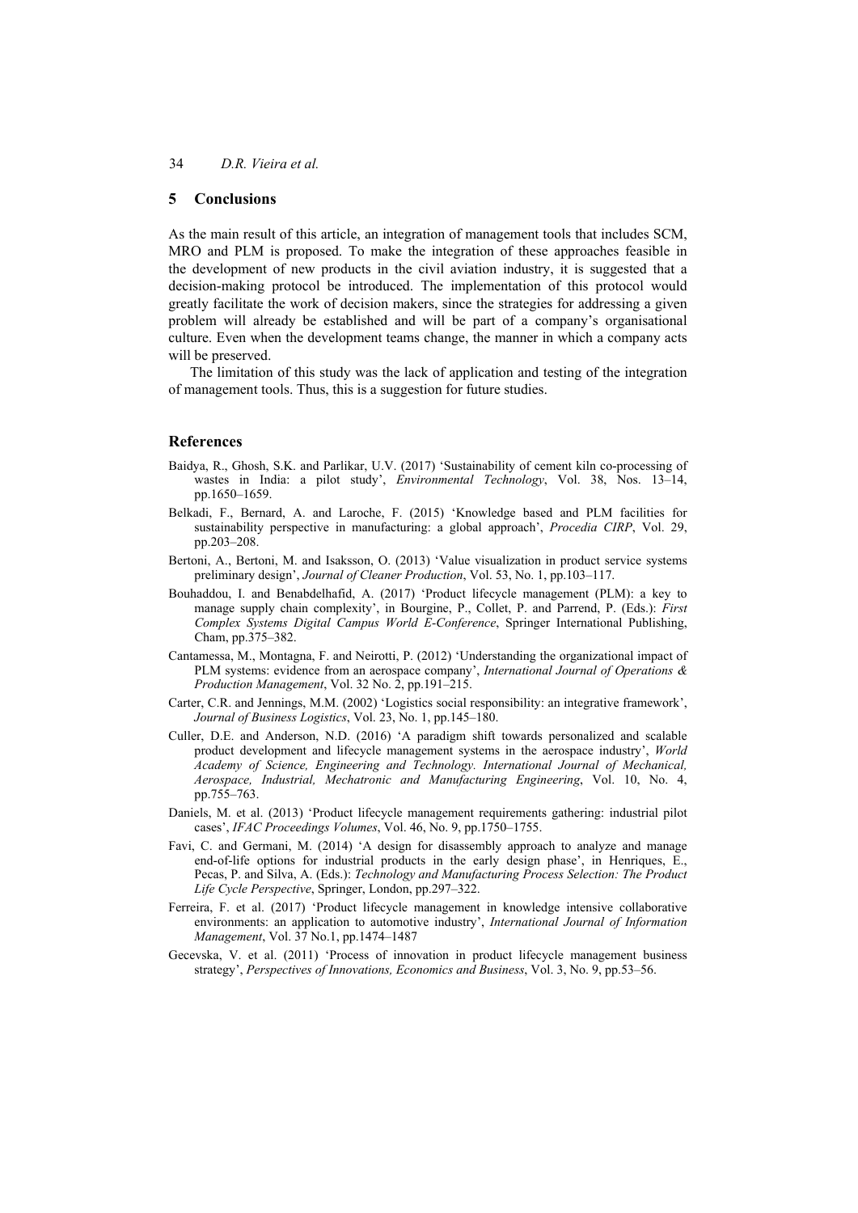## 5 Conclusions

As the main result of this article, an integration of management tools that includes SCM, MRO and PLM is proposed. To make the integration of these approaches feasible in the development of new products in the civil aviation industry, it is suggested that a decision-making protocol be introduced. The implementation of this protocol would greatly facilitate the work of decision makers, since the strategies for addressing a given problem will already be established and will be part of a company's organisational culture. Even when the development teams change, the manner in which a company acts will be preserved.

The limitation of this study was the lack of application and testing of the integration of management tools. Thus, this is a suggestion for future studies.

## References

Baidya, R., Ghosh, S.K. and Parlikar, U.V. (2017) 'Sustainability of cement kiln co-processing of wastes in India: a pilot study', *Environmental Technology*, Vol. 38, Nos. 13–14, pp.1650–1659.

Belkadi, F., Bernard, A. and Laroche, F. (2015) 'Knowledge based and PLM facilities for sustainability perspective in manufacturing: a global approach', *Procedia CIRP*, Vol. 29, pp.203–208.

Bertoni, A., Bertoni, M. and Isaksson, O. (2013) 'Value visualization in product service systems preliminary design', *Journal of Cleaner Production*, Vol. 53, No. 1, pp.103–117.

Bouhaddou, I. and Benabdelhafid, A. (2017) 'Product lifecycle management (PLM): a key to manage supply chain complexity', in Bourgine, P., Collet, P. and Parrend, P. (Eds.): *First Complex Systems Digital Campus World E-Conference*, Springer International Publishing, Cham, pp.375–382.

Cantamessa, M., Montagna, F. and Neirotti, P. (2012) 'Understanding the organizational impact of PLM systems: evidence from an aerospace company', *International Journal of Operations & Production Management*, Vol. 32 No. 2, pp.191–215.

Carter, C.R. and Jennings, M.M. (2002) 'Logistics social responsibility: an integrative framework', *Journal of Business Logistics*, Vol. 23, No. 1, pp.145–180.

Culler, D.E. and Anderson, N.D. (2016) 'A paradigm shift towards personalized and scalable product development and lifecycle management systems in the aerospace industry', *World Academy of Science, Engineering and Technology. International Journal of Mechanical, Aerospace, Industrial, Mechatronic and Manufacturing Engineering*, Vol. 10, No. 4, pp.755–763.

Daniels, M. et al. (2013) 'Product lifecycle management requirements gathering: industrial pilot cases', *IFAC Proceedings Volumes*, Vol. 46, No. 9, pp.1750–1755.

Favi, C. and Germani, M. (2014) 'A design for disassembly approach to analyze and manage end-of-life options for industrial products in the early design phase', in Henriques, E., Pecas, P. and Silva, A. (Eds.): *Technology and Manufacturing Process Selection: The Product Life Cycle Perspective*, Springer, London, pp.297–322.

Ferreira, F. et al. (2017) 'Product lifecycle management in knowledge intensive collaborative environments: an application to automotive industry', *International Journal of Information Management*, Vol. 37 No.1, pp.1474–1487

Gecevska, V. et al. (2011) 'Process of innovation in product lifecycle management business strategy', *Perspectives of Innovations, Economics and Business*, Vol. 3, No. 9, pp.53–56.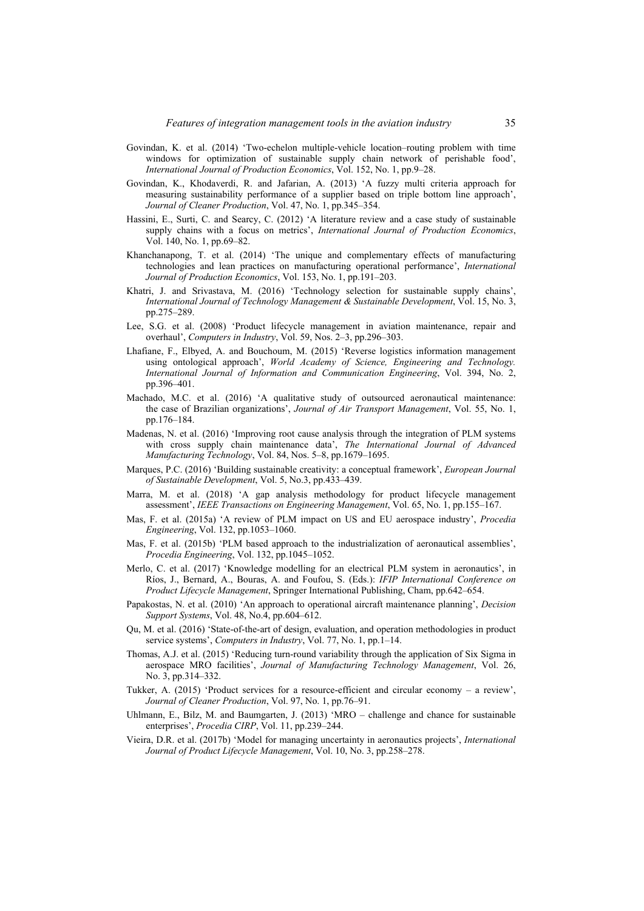Govindan, K. et al. (2014) 'Two-echelon multiple-vehicle location–routing problem with time windows for optimization of sustainable supply chain network of perishable food', *International Journal of Production Economics*, Vol. 152, No. 1, pp.9–28.

Govindan, K., Khodaverdi, R. and Jafarian, A. (2013) 'A fuzzy multi criteria approach for measuring sustainability performance of a supplier based on triple bottom line approach', *Journal of Cleaner Production*, Vol. 47, No. 1, pp.345–354.

Hassini, E., Surti, C. and Searcy, C. (2012) 'A literature review and a case study of sustainable supply chains with a focus on metrics', *International Journal of Production Economics*, Vol. 140, No. 1, pp.69–82.

Khanchanapong, T. et al. (2014) 'The unique and complementary effects of manufacturing technologies and lean practices on manufacturing operational performance', *International Journal of Production Economics*, Vol. 153, No. 1, pp.191–203.

Khatri, J. and Srivastava, M. (2016) 'Technology selection for sustainable supply chains', *International Journal of Technology Management & Sustainable Development*, Vol. 15, No. 3, pp.275–289.

Lee, S.G. et al. (2008) 'Product lifecycle management in aviation maintenance, repair and overhaul', *Computers in Industry*, Vol. 59, Nos. 2–3, pp.296–303.

Lhafiane, F., Elbyed, A. and Bouchoum, M. (2015) 'Reverse logistics information management using ontological approach', *World Academy of Science, Engineering and Technology. International Journal of Information and Communication Engineering*, Vol. 394, No. 2, pp.396–401.

Machado, M.C. et al. (2016) 'A qualitative study of outsourced aeronautical maintenance: the case of Brazilian organizations', *Journal of Air Transport Management*, Vol. 55, No. 1, pp.176–184.

Madenas, N. et al. (2016) 'Improving root cause analysis through the integration of PLM systems with cross supply chain maintenance data', *The International Journal of Advanced Manufacturing Technology*, Vol. 84, Nos. 5–8, pp.1679–1695.

Marques, P.C. (2016) 'Building sustainable creativity: a conceptual framework', *European Journal of Sustainable Development*, Vol. 5, No.3, pp.433–439.

Marra, M. et al. (2018) 'A gap analysis methodology for product lifecycle management assessment', *IEEE Transactions on Engineering Management*, Vol. 65, No. 1, pp.155–167.

Mas, F. et al. (2015a) 'A review of PLM impact on US and EU aerospace industry', *Procedia Engineering*, Vol. 132, pp.1053–1060.

Mas, F. et al. (2015b) 'PLM based approach to the industrialization of aeronautical assemblies', *Procedia Engineering*, Vol. 132, pp.1045–1052.

Merlo, C. et al. (2017) 'Knowledge modelling for an electrical PLM system in aeronautics', in Ríos, J., Bernard, A., Bouras, A. and Foufou, S. (Eds.): *IFIP International Conference on Product Lifecycle Management*, Springer International Publishing, Cham, pp.642–654.

Papakostas, N. et al. (2010) 'An approach to operational aircraft maintenance planning', *Decision Support Systems*, Vol. 48, No.4, pp.604–612.

Qu, M. et al. (2016) 'State-of-the-art of design, evaluation, and operation methodologies in product service systems', *Computers in Industry*, Vol. 77, No. 1, pp.1–14.

Thomas, A.J. et al. (2015) 'Reducing turn-round variability through the application of Six Sigma in aerospace MRO facilities', *Journal of Manufacturing Technology Management*, Vol. 26, No. 3, pp.314–332.

Tukker, A. (2015) 'Product services for a resource-efficient and circular economy – a review', *Journal of Cleaner Production*, Vol. 97, No. 1, pp.76–91.

Uhlmann, E., Bilz, M. and Baumgarten, J. (2013) 'MRO – challenge and chance for sustainable enterprises', *Procedia CIRP*, Vol. 11, pp.239–244.

Vieira, D.R. et al. (2017b) 'Model for managing uncertainty in aeronautics projects', *International Journal of Product Lifecycle Management*, Vol. 10, No. 3, pp.258–278.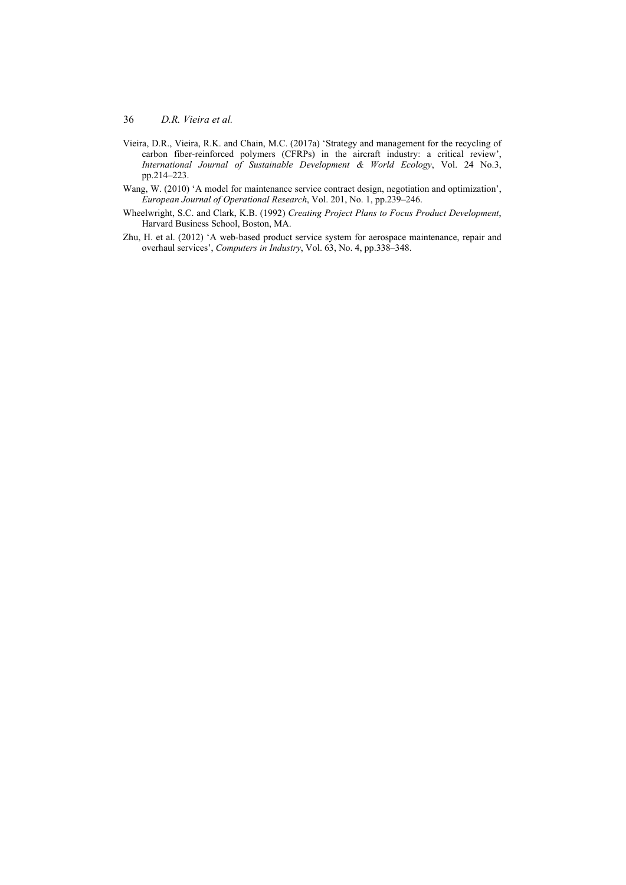Vieira, D.R., Vieira, R.K. and Chain, M.C. (2017a) 'Strategy and management for the recycling of carbon fiber-reinforced polymers (CFRPs) in the aircraft industry: a critical review', *International Journal of Sustainable Development & World Ecology*, Vol. 24 No.3, pp.214–223.

Wang, W. (2010) 'A model for maintenance service contract design, negotiation and optimization', *European Journal of Operational Research*, Vol. 201, No. 1, pp.239–246.

Wheelwright, S.C. and Clark, K.B. (1992) *Creating Project Plans to Focus Product Development*, Harvard Business School, Boston, MA.

Zhu, H. et al. (2012) 'A web-based product service system for aerospace maintenance, repair and overhaul services', *Computers in Industry*, Vol. 63, No. 4, pp.338–348.